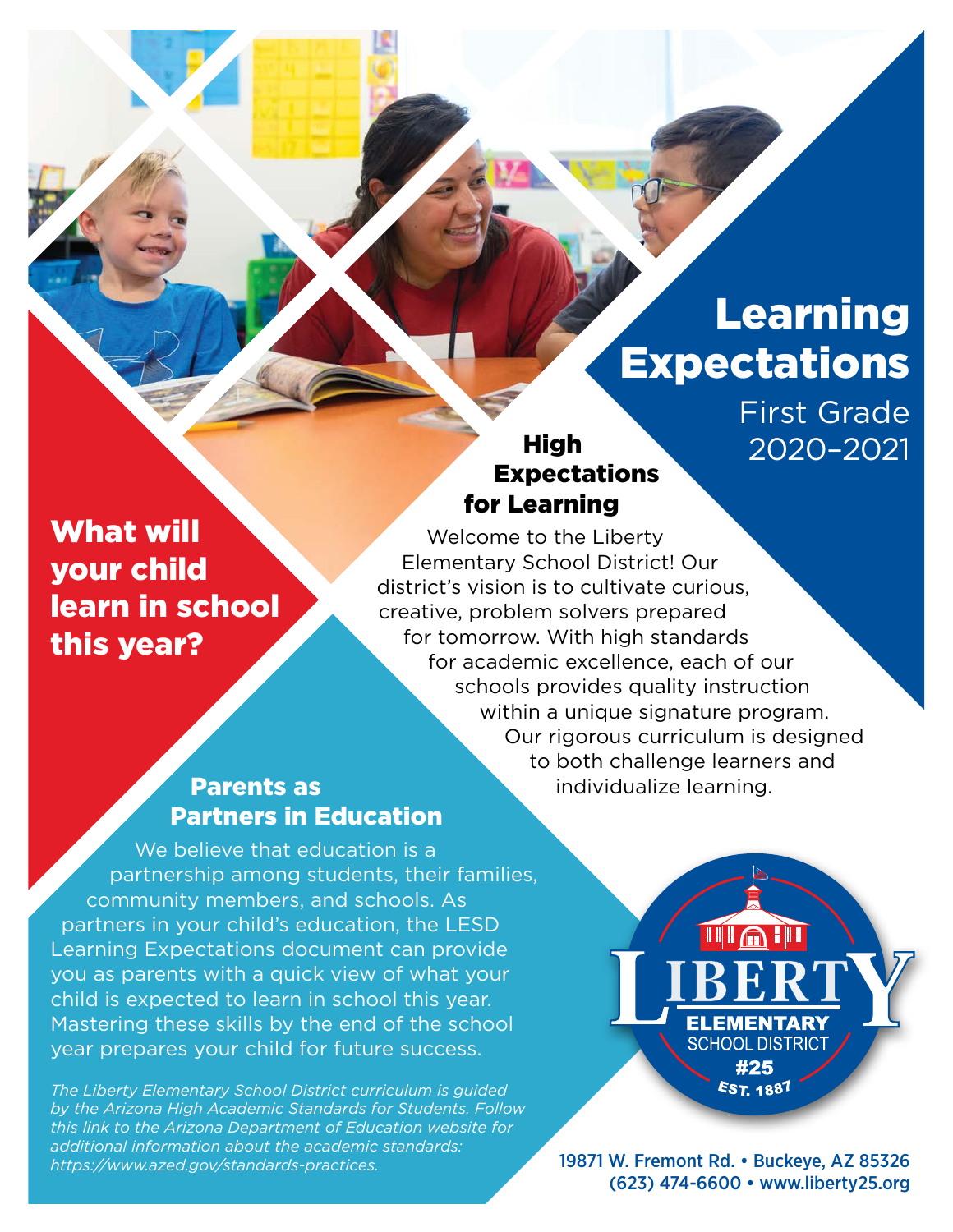# Learning Expectations

First Grade
2020–2021

## What will your child learn in school this year?

## High Expectations for Learning

Welcome to the Liberty Elementary School District! Our district's vision is to cultivate curious, creative, problem solvers prepared for tomorrow. With high standards for academic excellence, each of our schools provides quality instruction within a unique signature program. Our rigorous curriculum is designed to both challenge learners and individualize learning.

## Parents as Partners in Education

We believe that education is a partnership among students, their families, community members, and schools. As partners in your child's education, the LESD Learning Expectations document can provide you as parents with a quick view of what your child is expected to learn in school this year. Mastering these skills by the end of the school year prepares your child for future success.

*The Liberty Elementary School District curriculum is guided by the Arizona High Academic Standards for Students. Follow this link to the Arizona Department of Education website for additional information about the academic standards: https://www.azed.gov/standards-practices.*

LIBERTY ELEMENTARY SCHOOL DISTRICT #25
EST. 1887

19871 W. Fremont Rd. • Buckeye, AZ 85326
(623) 474-6600 • www.liberty25.org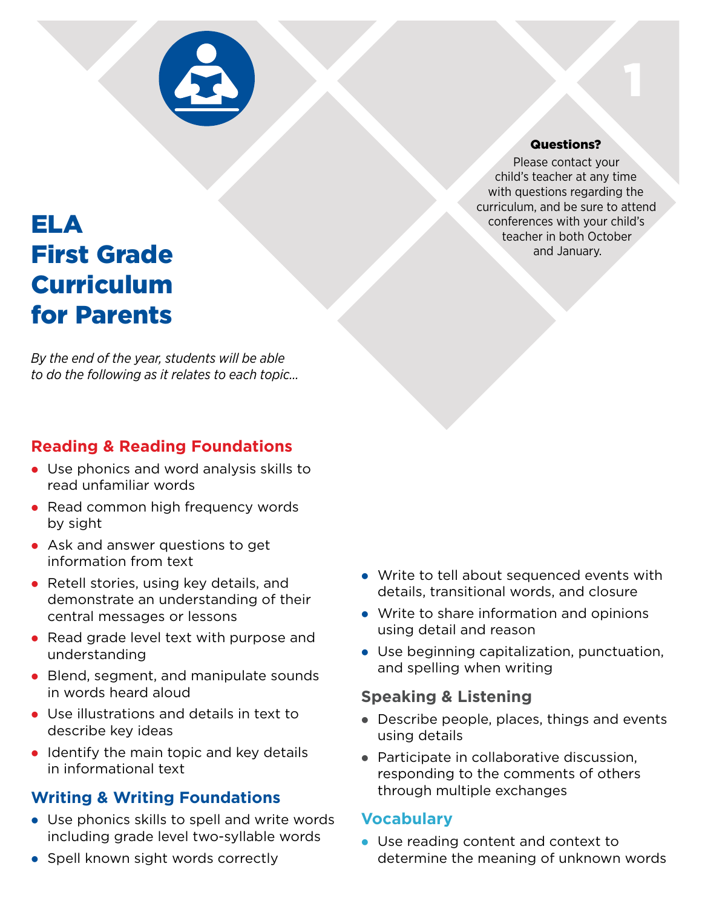# ELA First Grade Curriculum for Parents

**Questions?**

Please contact your child's teacher at any time with questions regarding the curriculum, and be sure to attend conferences with your child's teacher in both October and January.

*By the end of the year, students will be able to do the following as it relates to each topic...*

## Reading & Reading Foundations

- Use phonics and word analysis skills to read unfamiliar words
- Read common high frequency words by sight
- Ask and answer questions to get information from text
- Retell stories, using key details, and demonstrate an understanding of their central messages or lessons
- Read grade level text with purpose and understanding
- Blend, segment, and manipulate sounds in words heard aloud
- Use illustrations and details in text to describe key ideas
- Identify the main topic and key details in informational text

## Writing & Writing Foundations

- Use phonics skills to spell and write words including grade level two-syllable words
- Spell known sight words correctly
- Write to tell about sequenced events with details, transitional words, and closure
- Write to share information and opinions using detail and reason
- Use beginning capitalization, punctuation, and spelling when writing

## Speaking & Listening

- Describe people, places, things and events using details
- Participate in collaborative discussion, responding to the comments of others through multiple exchanges

## Vocabulary

- Use reading content and context to determine the meaning of unknown words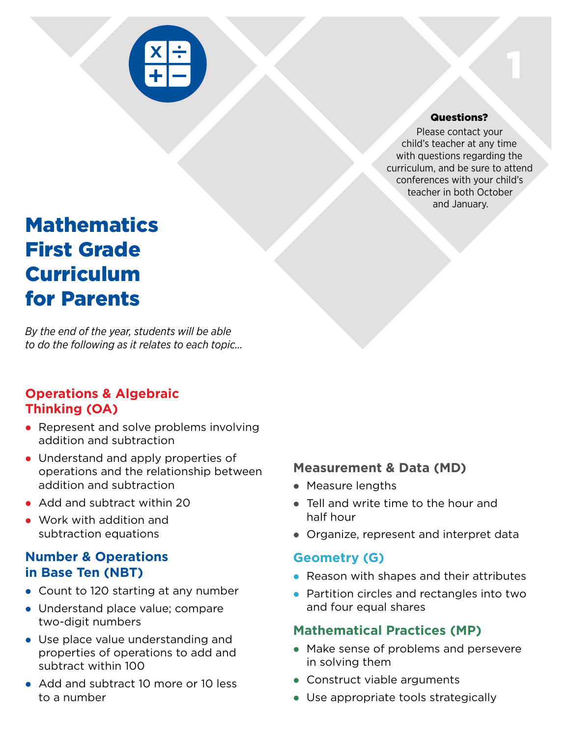# Mathematics First Grade Curriculum for Parents

**Questions?**

Please contact your child's teacher at any time with questions regarding the curriculum, and be sure to attend conferences with your child's teacher in both October and January.

*By the end of the year, students will be able to do the following as it relates to each topic…*

## Operations & Algebraic Thinking (OA)

- Represent and solve problems involving addition and subtraction
- Understand and apply properties of operations and the relationship between addition and subtraction
- Add and subtract within 20
- Work with addition and subtraction equations

## Number & Operations in Base Ten (NBT)

- Count to 120 starting at any number
- Understand place value; compare two-digit numbers
- Use place value understanding and properties of operations to add and subtract within 100
- Add and subtract 10 more or 10 less to a number

## Measurement & Data (MD)

- Measure lengths
- Tell and write time to the hour and half hour
- Organize, represent and interpret data

## Geometry (G)

- Reason with shapes and their attributes
- Partition circles and rectangles into two and four equal shares

## Mathematical Practices (MP)

- Make sense of problems and persevere in solving them
- Construct viable arguments
- Use appropriate tools strategically